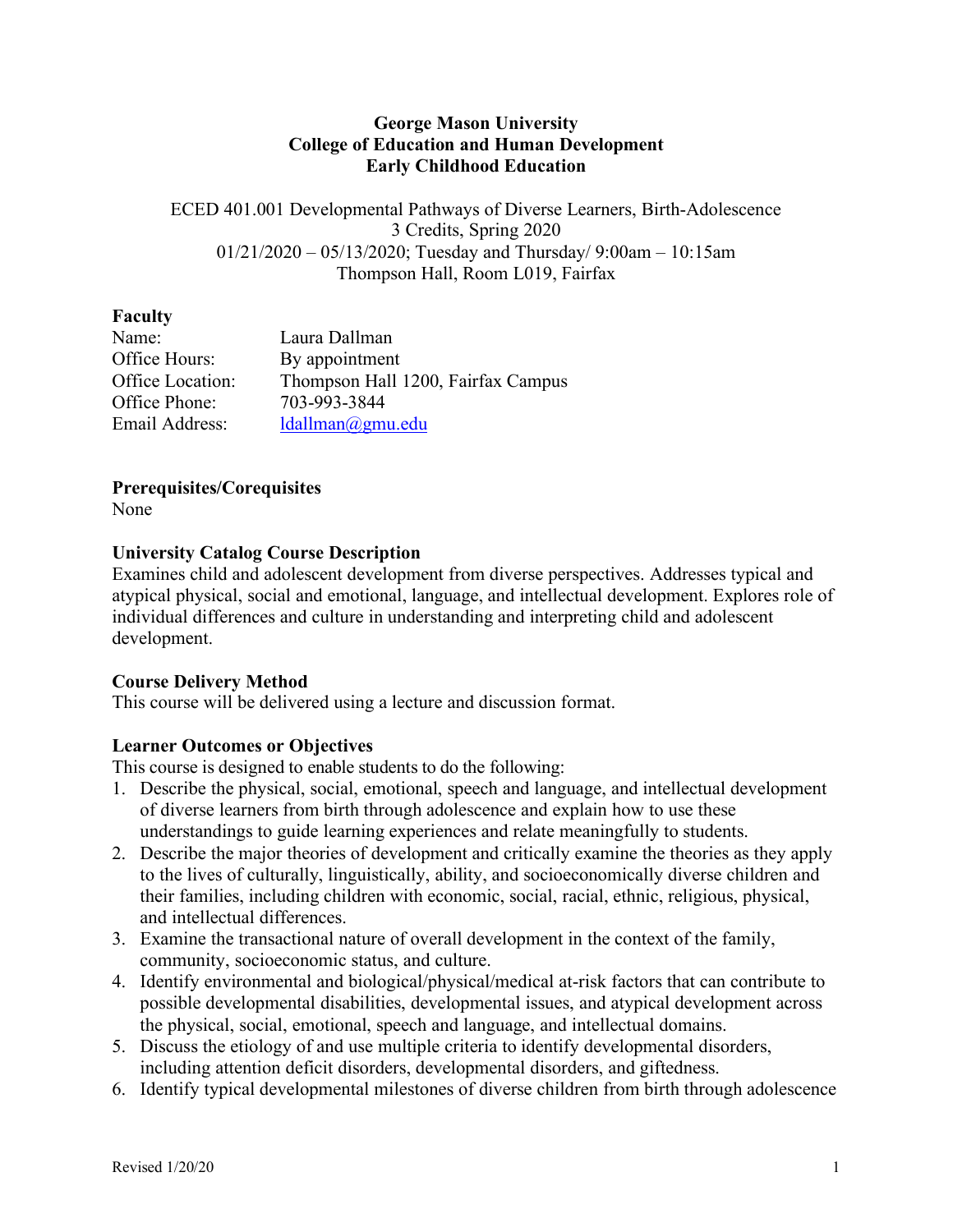**George Mason University**
**College of Education and Human Development**
**Early Childhood Education**

ECED 401.001 Developmental Pathways of Diverse Learners, Birth-Adolescence
3 Credits, Spring 2020
01/21/2020 – 05/13/2020; Tuesday and Thursday/ 9:00am – 10:15am
Thompson Hall, Room L019, Fairfax

## Faculty

| | |
|---|---|
| Name: | Laura Dallman |
| Office Hours: | By appointment |
| Office Location: | Thompson Hall 1200, Fairfax Campus |
| Office Phone: | 703-993-3844 |
| Email Address: | ldallman@gmu.edu |

## Prerequisites/Corequisites

None

## University Catalog Course Description

Examines child and adolescent development from diverse perspectives. Addresses typical and atypical physical, social and emotional, language, and intellectual development. Explores role of individual differences and culture in understanding and interpreting child and adolescent development.

## Course Delivery Method

This course will be delivered using a lecture and discussion format.

## Learner Outcomes or Objectives

This course is designed to enable students to do the following:

1. Describe the physical, social, emotional, speech and language, and intellectual development of diverse learners from birth through adolescence and explain how to use these understandings to guide learning experiences and relate meaningfully to students.
2. Describe the major theories of development and critically examine the theories as they apply to the lives of culturally, linguistically, ability, and socioeconomically diverse children and their families, including children with economic, social, racial, ethnic, religious, physical, and intellectual differences.
3. Examine the transactional nature of overall development in the context of the family, community, socioeconomic status, and culture.
4. Identify environmental and biological/physical/medical at-risk factors that can contribute to possible developmental disabilities, developmental issues, and atypical development across the physical, social, emotional, speech and language, and intellectual domains.
5. Discuss the etiology of and use multiple criteria to identify developmental disorders, including attention deficit disorders, developmental disorders, and giftedness.
6. Identify typical developmental milestones of diverse children from birth through adolescence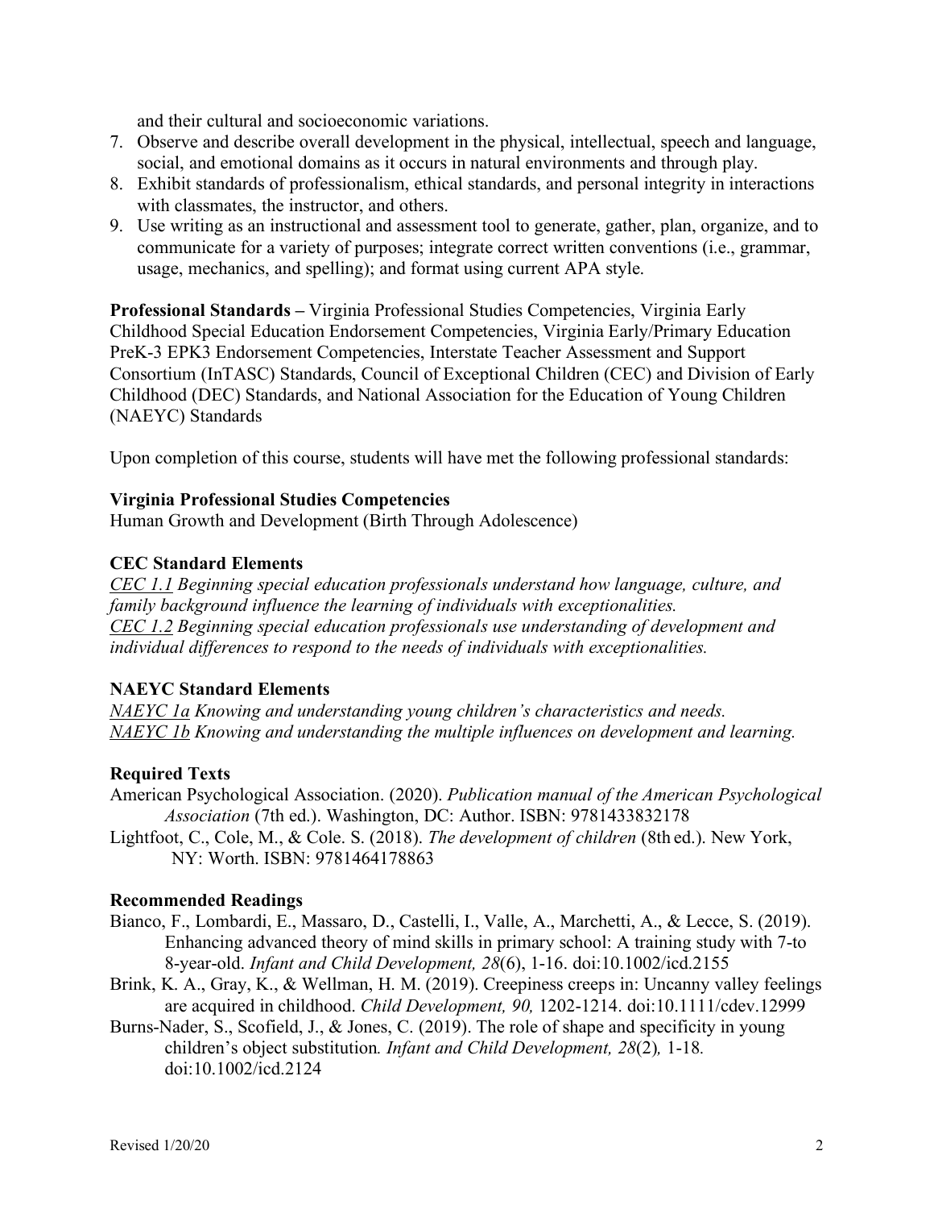and their cultural and socioeconomic variations.

7. Observe and describe overall development in the physical, intellectual, speech and language, social, and emotional domains as it occurs in natural environments and through play.
8. Exhibit standards of professionalism, ethical standards, and personal integrity in interactions with classmates, the instructor, and others.
9. Use writing as an instructional and assessment tool to generate, gather, plan, organize, and to communicate for a variety of purposes; integrate correct written conventions (i.e., grammar, usage, mechanics, and spelling); and format using current APA style.

**Professional Standards –** Virginia Professional Studies Competencies, Virginia Early Childhood Special Education Endorsement Competencies, Virginia Early/Primary Education PreK-3 EPK3 Endorsement Competencies, Interstate Teacher Assessment and Support Consortium (InTASC) Standards, Council of Exceptional Children (CEC) and Division of Early Childhood (DEC) Standards, and National Association for the Education of Young Children (NAEYC) Standards

Upon completion of this course, students will have met the following professional standards:

**Virginia Professional Studies Competencies**
Human Growth and Development (Birth Through Adolescence)

**CEC Standard Elements**
*CEC 1.1 Beginning special education professionals understand how language, culture, and family background influence the learning of individuals with exceptionalities.*
*CEC 1.2 Beginning special education professionals use understanding of development and individual differences to respond to the needs of individuals with exceptionalities.*

**NAEYC Standard Elements**
*NAEYC 1a Knowing and understanding young children's characteristics and needs.*
*NAEYC 1b Knowing and understanding the multiple influences on development and learning.*

**Required Texts**

American Psychological Association. (2020). *Publication manual of the American Psychological Association* (7th ed.). Washington, DC: Author. ISBN: 9781433832178

Lightfoot, C., Cole, M., & Cole. S. (2018). *The development of children* (8th ed.). New York, NY: Worth. ISBN: 9781464178863

**Recommended Readings**

Bianco, F., Lombardi, E., Massaro, D., Castelli, I., Valle, A., Marchetti, A., & Lecce, S. (2019). Enhancing advanced theory of mind skills in primary school: A training study with 7-to 8-year-old. *Infant and Child Development, 28*(6), 1-16. doi:10.1002/icd.2155

Brink, K. A., Gray, K., & Wellman, H. M. (2019). Creepiness creeps in: Uncanny valley feelings are acquired in childhood. *Child Development, 90,* 1202-1214. doi:10.1111/cdev.12999

Burns-Nader, S., Scofield, J., & Jones, C. (2019). The role of shape and specificity in young children's object substitution*. Infant and Child Development, 28*(2)*,* 1-18. doi:10.1002/icd.2124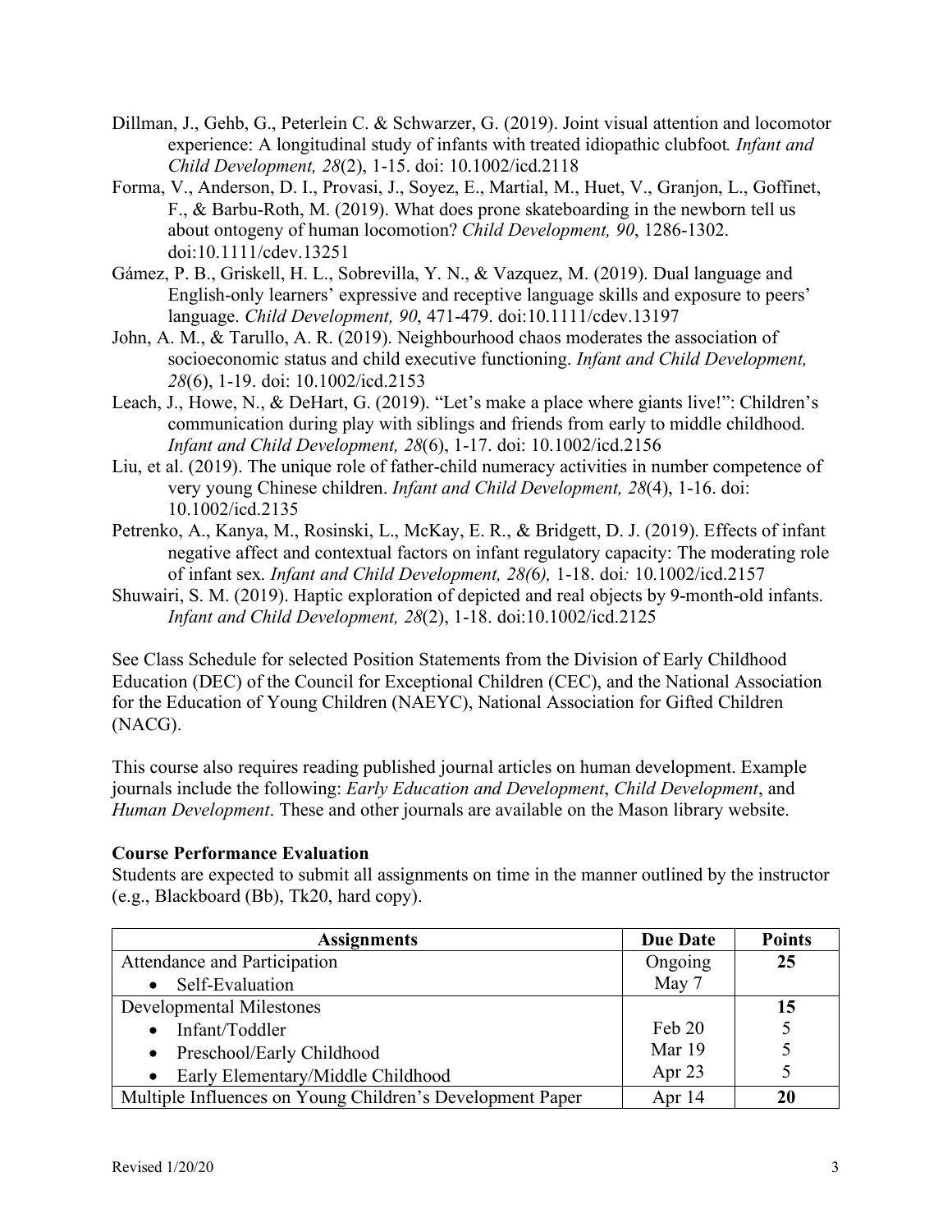Dillman, J., Gehb, G., Peterlein C. & Schwarzer, G. (2019). Joint visual attention and locomotor experience: A longitudinal study of infants with treated idiopathic clubfoot. *Infant and Child Development, 28*(2), 1-15. doi: 10.1002/icd.2118

Forma, V., Anderson, D. I., Provasi, J., Soyez, E., Martial, M., Huet, V., Granjon, L., Goffinet, F., & Barbu-Roth, M. (2019). What does prone skateboarding in the newborn tell us about ontogeny of human locomotion? *Child Development, 90*, 1286-1302. doi:10.1111/cdev.13251

Gámez, P. B., Griskell, H. L., Sobrevilla, Y. N., & Vazquez, M. (2019). Dual language and English-only learners' expressive and receptive language skills and exposure to peers' language. *Child Development, 90*, 471-479. doi:10.1111/cdev.13197

John, A. M., & Tarullo, A. R. (2019). Neighbourhood chaos moderates the association of socioeconomic status and child executive functioning. *Infant and Child Development, 28*(6), 1-19. doi: 10.1002/icd.2153

Leach, J., Howe, N., & DeHart, G. (2019). "Let's make a place where giants live!": Children's communication during play with siblings and friends from early to middle childhood. *Infant and Child Development, 28*(6), 1-17. doi: 10.1002/icd.2156

Liu, et al. (2019). The unique role of father-child numeracy activities in number competence of very young Chinese children. *Infant and Child Development, 28*(4), 1-16. doi: 10.1002/icd.2135

Petrenko, A., Kanya, M., Rosinski, L., McKay, E. R., & Bridgett, D. J. (2019). Effects of infant negative affect and contextual factors on infant regulatory capacity: The moderating role of infant sex. *Infant and Child Development, 28(*6*),* 1-18. doi*:* 10.1002/icd.2157

Shuwairi, S. M. (2019). Haptic exploration of depicted and real objects by 9-month-old infants. *Infant and Child Development, 28*(2), 1-18. doi:10.1002/icd.2125

See Class Schedule for selected Position Statements from the Division of Early Childhood Education (DEC) of the Council for Exceptional Children (CEC), and the National Association for the Education of Young Children (NAEYC), National Association for Gifted Children (NACG).

This course also requires reading published journal articles on human development. Example journals include the following: *Early Education and Development*, *Child Development*, and *Human Development*. These and other journals are available on the Mason library website.

**Course Performance Evaluation**

Students are expected to submit all assignments on time in the manner outlined by the instructor (e.g., Blackboard (Bb), Tk20, hard copy).

| Assignments | Due Date | Points |
|---|---|---|
| Attendance and Participation | Ongoing | **25** |
| • Self-Evaluation | May 7 | |
| Developmental Milestones | | **15** |
| • Infant/Toddler | Feb 20 | 5 |
| • Preschool/Early Childhood | Mar 19 | 5 |
| • Early Elementary/Middle Childhood | Apr 23 | 5 |
| Multiple Influences on Young Children's Development Paper | Apr 14 | **20** |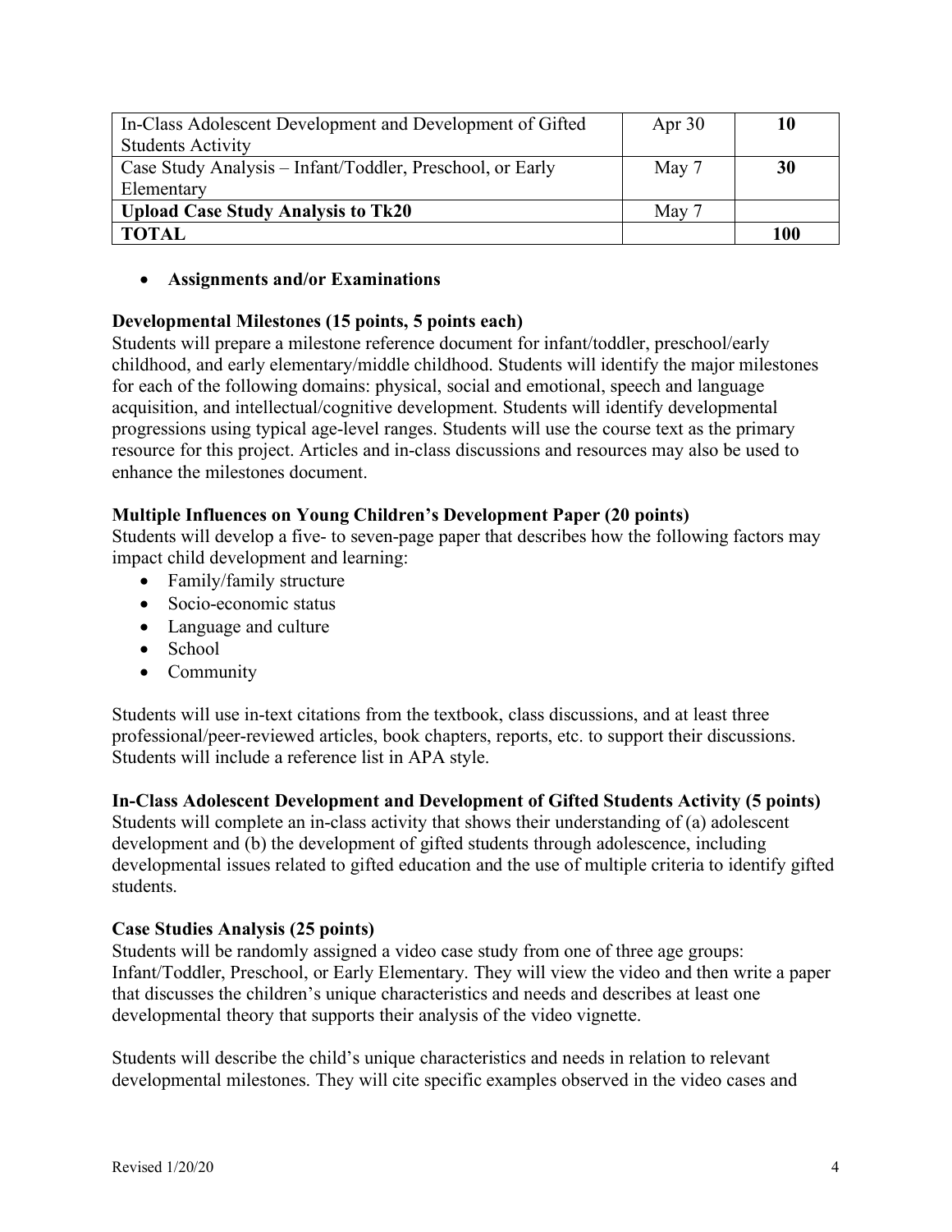| In-Class Adolescent Development and Development of Gifted Students Activity | Apr 30 | **10** |
|---|---|---|
| Case Study Analysis – Infant/Toddler, Preschool, or Early Elementary | May 7 | **30** |
| **Upload Case Study Analysis to Tk20** | May 7 | |
| **TOTAL** | | **100** |

- **Assignments and/or Examinations**

**Developmental Milestones (15 points, 5 points each)**
Students will prepare a milestone reference document for infant/toddler, preschool/early childhood, and early elementary/middle childhood. Students will identify the major milestones for each of the following domains: physical, social and emotional, speech and language acquisition, and intellectual/cognitive development. Students will identify developmental progressions using typical age-level ranges. Students will use the course text as the primary resource for this project. Articles and in-class discussions and resources may also be used to enhance the milestones document.

**Multiple Influences on Young Children's Development Paper (20 points)**
Students will develop a five- to seven-page paper that describes how the following factors may impact child development and learning:

- Family/family structure
- Socio-economic status
- Language and culture
- School
- Community

Students will use in-text citations from the textbook, class discussions, and at least three professional/peer-reviewed articles, book chapters, reports, etc. to support their discussions. Students will include a reference list in APA style.

**In-Class Adolescent Development and Development of Gifted Students Activity (5 points)**
Students will complete an in-class activity that shows their understanding of (a) adolescent development and (b) the development of gifted students through adolescence, including developmental issues related to gifted education and the use of multiple criteria to identify gifted students.

**Case Studies Analysis (25 points)**
Students will be randomly assigned a video case study from one of three age groups: Infant/Toddler, Preschool, or Early Elementary. They will view the video and then write a paper that discusses the children's unique characteristics and needs and describes at least one developmental theory that supports their analysis of the video vignette.

Students will describe the child's unique characteristics and needs in relation to relevant developmental milestones. They will cite specific examples observed in the video cases and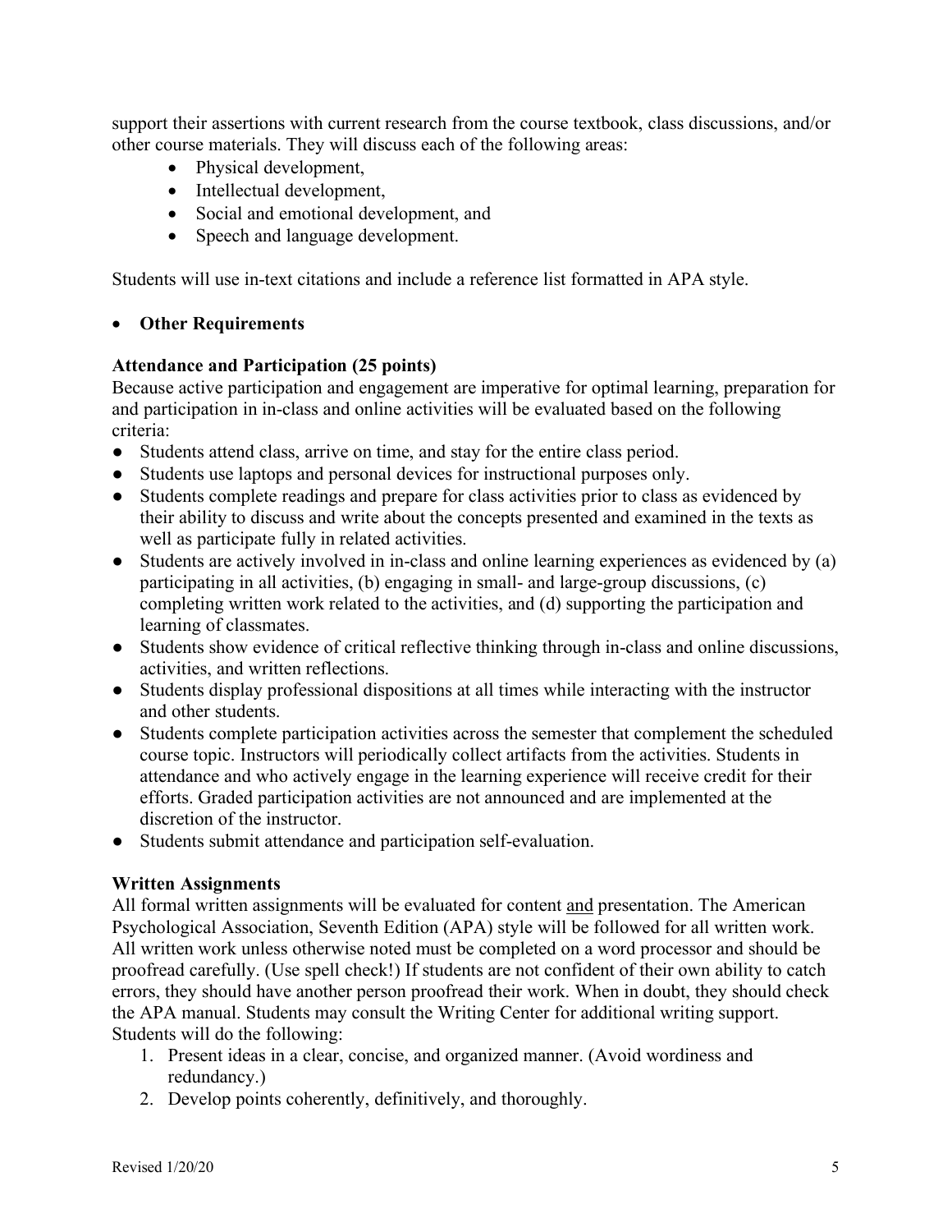support their assertions with current research from the course textbook, class discussions, and/or other course materials. They will discuss each of the following areas:

- Physical development,
- Intellectual development,
- Social and emotional development, and
- Speech and language development.

Students will use in-text citations and include a reference list formatted in APA style.

- **Other Requirements**

**Attendance and Participation (25 points)**

Because active participation and engagement are imperative for optimal learning, preparation for and participation in in-class and online activities will be evaluated based on the following criteria:

- Students attend class, arrive on time, and stay for the entire class period.
- Students use laptops and personal devices for instructional purposes only.
- Students complete readings and prepare for class activities prior to class as evidenced by their ability to discuss and write about the concepts presented and examined in the texts as well as participate fully in related activities.
- Students are actively involved in in-class and online learning experiences as evidenced by (a) participating in all activities, (b) engaging in small- and large-group discussions, (c) completing written work related to the activities, and (d) supporting the participation and learning of classmates.
- Students show evidence of critical reflective thinking through in-class and online discussions, activities, and written reflections.
- Students display professional dispositions at all times while interacting with the instructor and other students.
- Students complete participation activities across the semester that complement the scheduled course topic. Instructors will periodically collect artifacts from the activities. Students in attendance and who actively engage in the learning experience will receive credit for their efforts. Graded participation activities are not announced and are implemented at the discretion of the instructor.
- Students submit attendance and participation self-evaluation.

**Written Assignments**

All formal written assignments will be evaluated for content <u>and</u> presentation. The American Psychological Association, Seventh Edition (APA) style will be followed for all written work. All written work unless otherwise noted must be completed on a word processor and should be proofread carefully. (Use spell check!) If students are not confident of their own ability to catch errors, they should have another person proofread their work. When in doubt, they should check the APA manual. Students may consult the Writing Center for additional writing support. Students will do the following:

1. Present ideas in a clear, concise, and organized manner. (Avoid wordiness and redundancy.)
2. Develop points coherently, definitively, and thoroughly.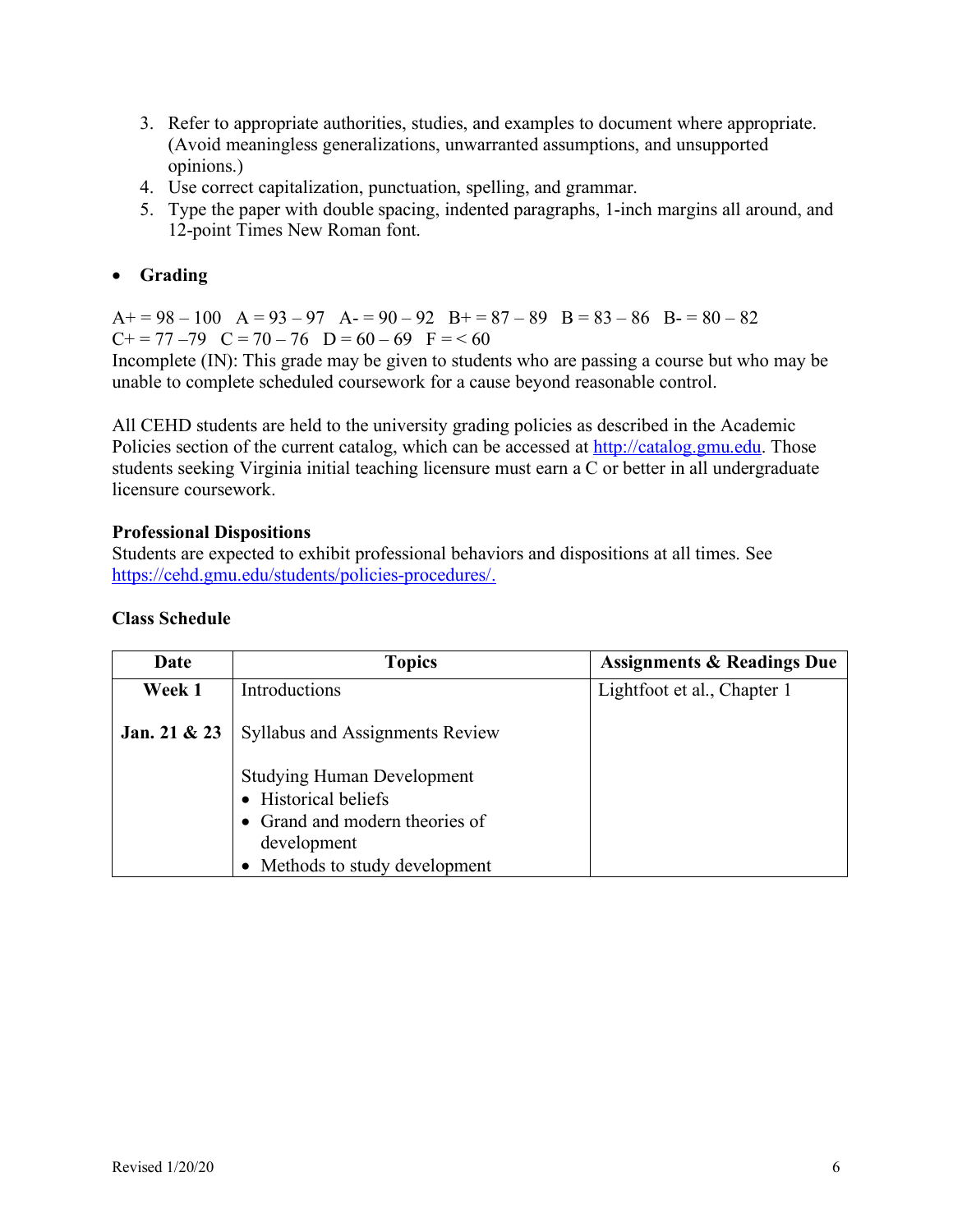3. Refer to appropriate authorities, studies, and examples to document where appropriate. (Avoid meaningless generalizations, unwarranted assumptions, and unsupported opinions.)
4. Use correct capitalization, punctuation, spelling, and grammar.
5. Type the paper with double spacing, indented paragraphs, 1-inch margins all around, and 12-point Times New Roman font.

- **Grading**

A+ = 98 – 100 A = 93 – 97 A- = 90 – 92 B+ = 87 – 89 B = 83 – 86 B- = 80 – 82
C+ = 77 –79 C = 70 – 76 D = 60 – 69 F = < 60
Incomplete (IN): This grade may be given to students who are passing a course but who may be unable to complete scheduled coursework for a cause beyond reasonable control.

All CEHD students are held to the university grading policies as described in the Academic Policies section of the current catalog, which can be accessed at http://catalog.gmu.edu. Those students seeking Virginia initial teaching licensure must earn a C or better in all undergraduate licensure coursework.

**Professional Dispositions**
Students are expected to exhibit professional behaviors and dispositions at all times. See https://cehd.gmu.edu/students/policies-procedures/.

**Class Schedule**

| Date | Topics | Assignments & Readings Due |
|---|---|---|
| **Week 1**<br><br>**Jan. 21 & 23** | Introductions<br><br>Syllabus and Assignments Review<br><br>Studying Human Development<br>• Historical beliefs<br>• Grand and modern theories of development<br>• Methods to study development | Lightfoot et al., Chapter 1 |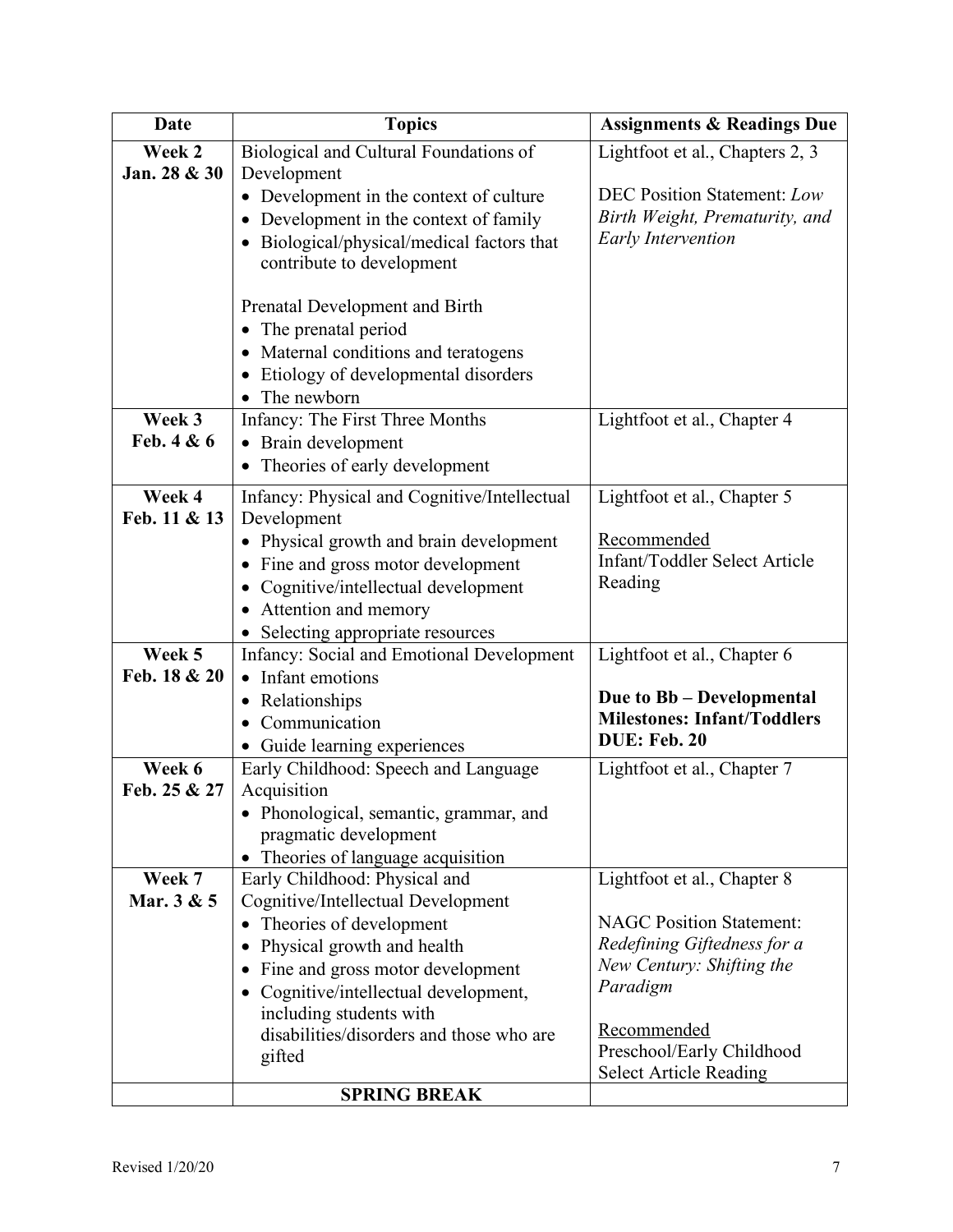| Date | Topics | Assignments & Readings Due |
|---|---|---|
| **Week 2**<br>**Jan. 28 & 30** | Biological and Cultural Foundations of Development<br>• Development in the context of culture<br>• Development in the context of family<br>• Biological/physical/medical factors that contribute to development<br><br>Prenatal Development and Birth<br>• The prenatal period<br>• Maternal conditions and teratogens<br>• Etiology of developmental disorders<br>• The newborn | Lightfoot et al., Chapters 2, 3<br><br>DEC Position Statement: *Low Birth Weight, Prematurity, and Early Intervention* |
| **Week 3**<br>**Feb. 4 & 6** | Infancy: The First Three Months<br>• Brain development<br>• Theories of early development | Lightfoot et al., Chapter 4 |
| **Week 4**<br>**Feb. 11 & 13** | Infancy: Physical and Cognitive/Intellectual Development<br>• Physical growth and brain development<br>• Fine and gross motor development<br>• Cognitive/intellectual development<br>• Attention and memory<br>• Selecting appropriate resources | Lightfoot et al., Chapter 5<br><br><u>Recommended</u><br>Infant/Toddler Select Article Reading |
| **Week 5**<br>**Feb. 18 & 20** | Infancy: Social and Emotional Development<br>• Infant emotions<br>• Relationships<br>• Communication<br>• Guide learning experiences | Lightfoot et al., Chapter 6<br><br>**Due to Bb – Developmental Milestones: Infant/Toddlers DUE: Feb. 20** |
| **Week 6**<br>**Feb. 25 & 27** | Early Childhood: Speech and Language Acquisition<br>• Phonological, semantic, grammar, and pragmatic development<br>• Theories of language acquisition | Lightfoot et al., Chapter 7 |
| **Week 7**<br>**Mar. 3 & 5** | Early Childhood: Physical and Cognitive/Intellectual Development<br>• Theories of development<br>• Physical growth and health<br>• Fine and gross motor development<br>• Cognitive/intellectual development, including students with disabilities/disorders and those who are gifted | Lightfoot et al., Chapter 8<br><br>NAGC Position Statement: *Redefining Giftedness for a New Century: Shifting the Paradigm*<br><br><u>Recommended</u><br>Preschool/Early Childhood Select Article Reading |
| | **SPRING BREAK** | |

Revised 1/20/20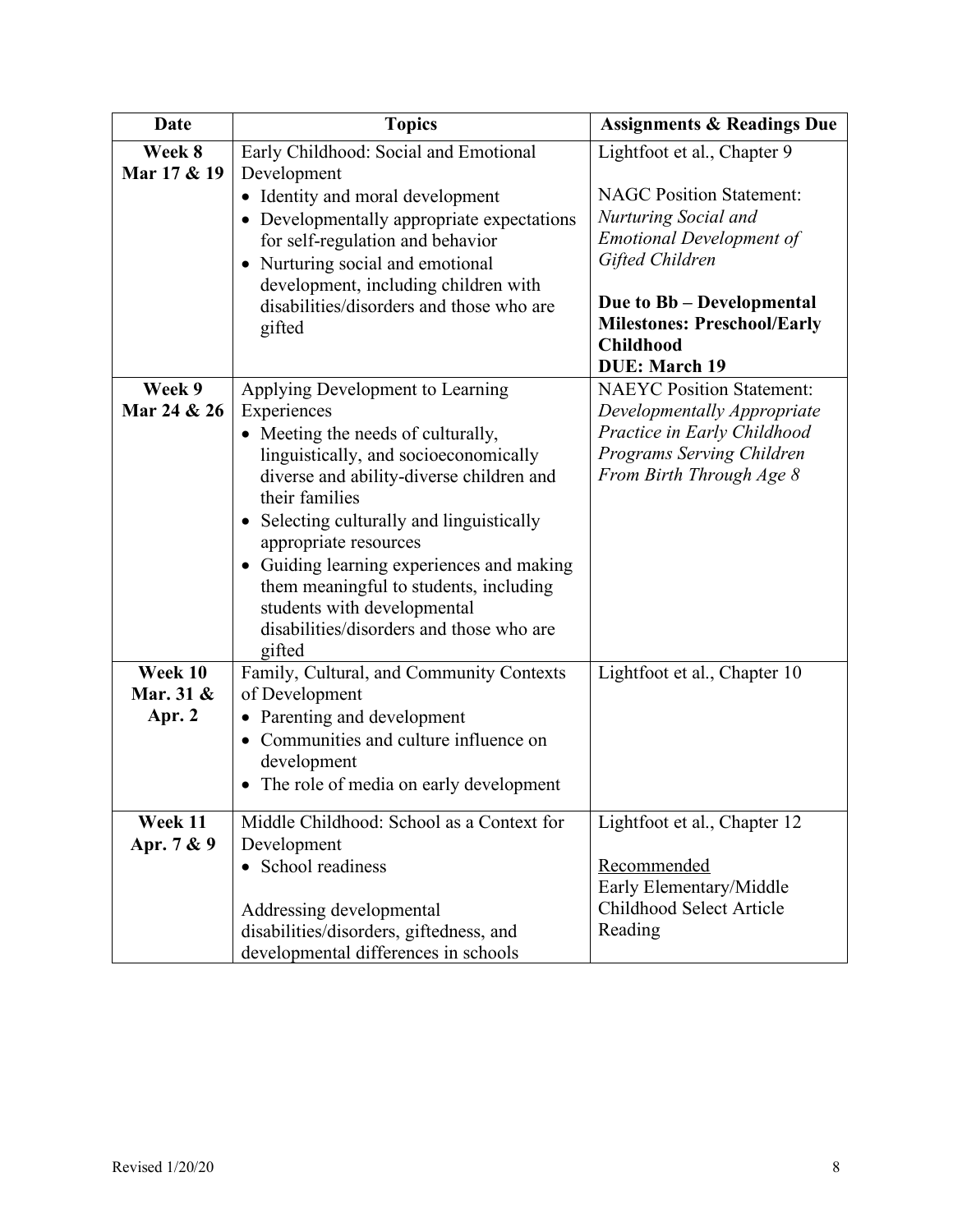| Date | Topics | Assignments & Readings Due |
|---|---|---|
| **Week 8**<br>**Mar 17 & 19** | Early Childhood: Social and Emotional Development<br>• Identity and moral development<br>• Developmentally appropriate expectations for self-regulation and behavior<br>• Nurturing social and emotional development, including children with disabilities/disorders and those who are gifted | Lightfoot et al., Chapter 9<br><br>NAGC Position Statement: *Nurturing Social and Emotional Development of Gifted Children*<br><br>**Due to Bb – Developmental Milestones: Preschool/Early Childhood**<br>**DUE: March 19** |
| **Week 9**<br>**Mar 24 & 26** | Applying Development to Learning Experiences<br>• Meeting the needs of culturally, linguistically, and socioeconomically diverse and ability-diverse children and their families<br>• Selecting culturally and linguistically appropriate resources<br>• Guiding learning experiences and making them meaningful to students, including students with developmental disabilities/disorders and those who are gifted | NAEYC Position Statement: *Developmentally Appropriate Practice in Early Childhood Programs Serving Children From Birth Through Age 8* |
| **Week 10**<br>**Mar. 31 & Apr. 2** | Family, Cultural, and Community Contexts of Development<br>• Parenting and development<br>• Communities and culture influence on development<br>• The role of media on early development | Lightfoot et al., Chapter 10 |
| **Week 11**<br>**Apr. 7 & 9** | Middle Childhood: School as a Context for Development<br>• School readiness<br><br>Addressing developmental disabilities/disorders, giftedness, and developmental differences in schools | Lightfoot et al., Chapter 12<br><br><u>Recommended</u><br>Early Elementary/Middle Childhood Select Article Reading |

Revised 1/20/20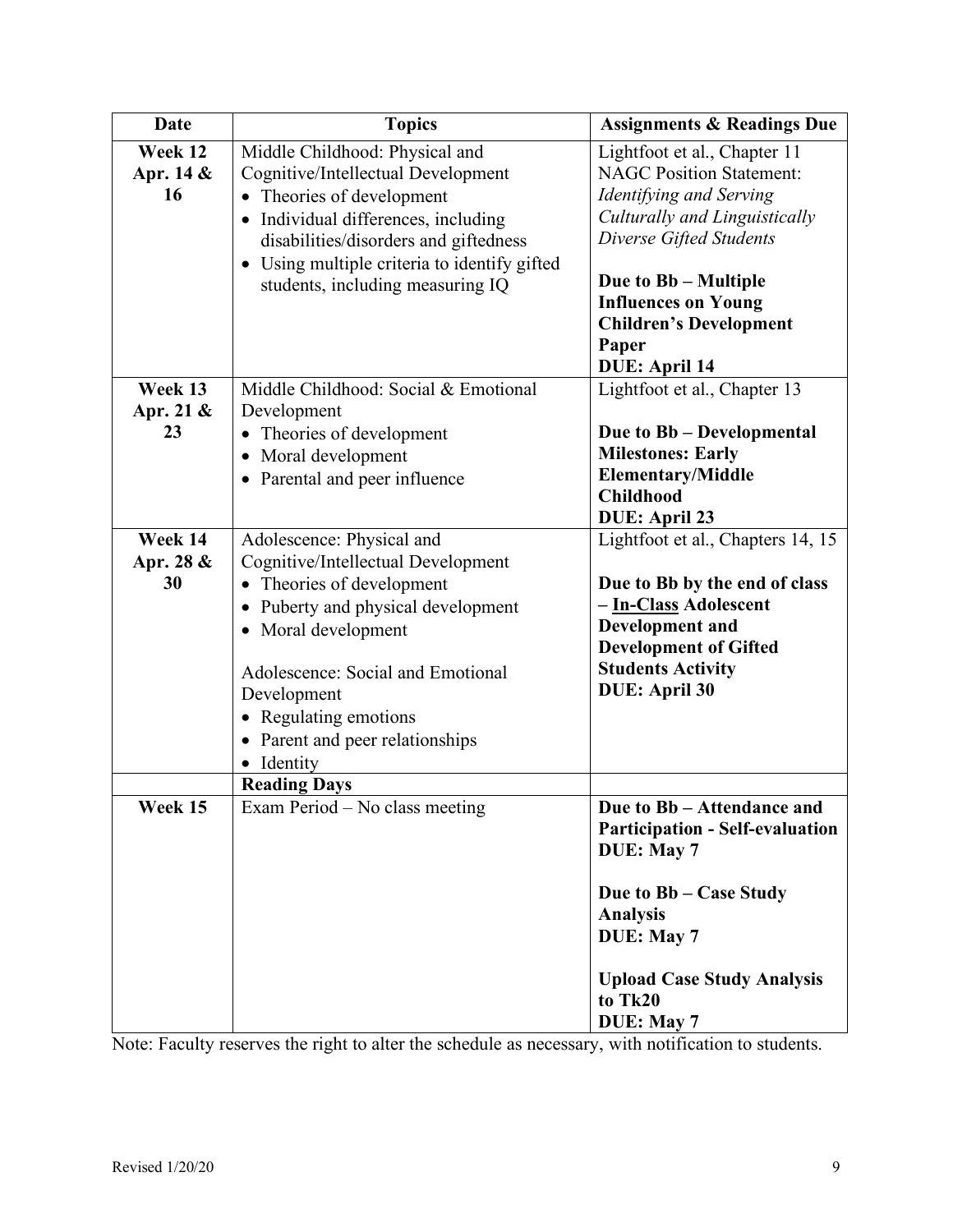| Date | Topics | Assignments & Readings Due |
|---|---|---|
| **Week 12 Apr. 14 & 16** | Middle Childhood: Physical and Cognitive/Intellectual Development<br>• Theories of development<br>• Individual differences, including disabilities/disorders and giftedness<br>• Using multiple criteria to identify gifted students, including measuring IQ | Lightfoot et al., Chapter 11<br>NAGC Position Statement: *Identifying and Serving Culturally and Linguistically Diverse Gifted Students*<br><br>**Due to Bb – Multiple Influences on Young Children's Development Paper**<br>**DUE: April 14** |
| **Week 13 Apr. 21 & 23** | Middle Childhood: Social & Emotional Development<br>• Theories of development<br>• Moral development<br>• Parental and peer influence | Lightfoot et al., Chapter 13<br><br>**Due to Bb – Developmental Milestones: Early Elementary/Middle Childhood**<br>**DUE: April 23** |
| **Week 14 Apr. 28 & 30** | Adolescence: Physical and Cognitive/Intellectual Development<br>• Theories of development<br>• Puberty and physical development<br>• Moral development<br><br>Adolescence: Social and Emotional Development<br>• Regulating emotions<br>• Parent and peer relationships<br>• Identity | Lightfoot et al., Chapters 14, 15<br><br>**Due to Bb by the end of class – <u>In-Class</u> Adolescent Development and Development of Gifted Students Activity**<br>**DUE: April 30** |
| | **Reading Days** | |
| **Week 15** | Exam Period – No class meeting | **Due to Bb – Attendance and Participation - Self-evaluation**<br>**DUE: May 7**<br><br>**Due to Bb – Case Study Analysis**<br>**DUE: May 7**<br><br>**Upload Case Study Analysis to Tk20**<br>**DUE: May 7** |

Note: Faculty reserves the right to alter the schedule as necessary, with notification to students.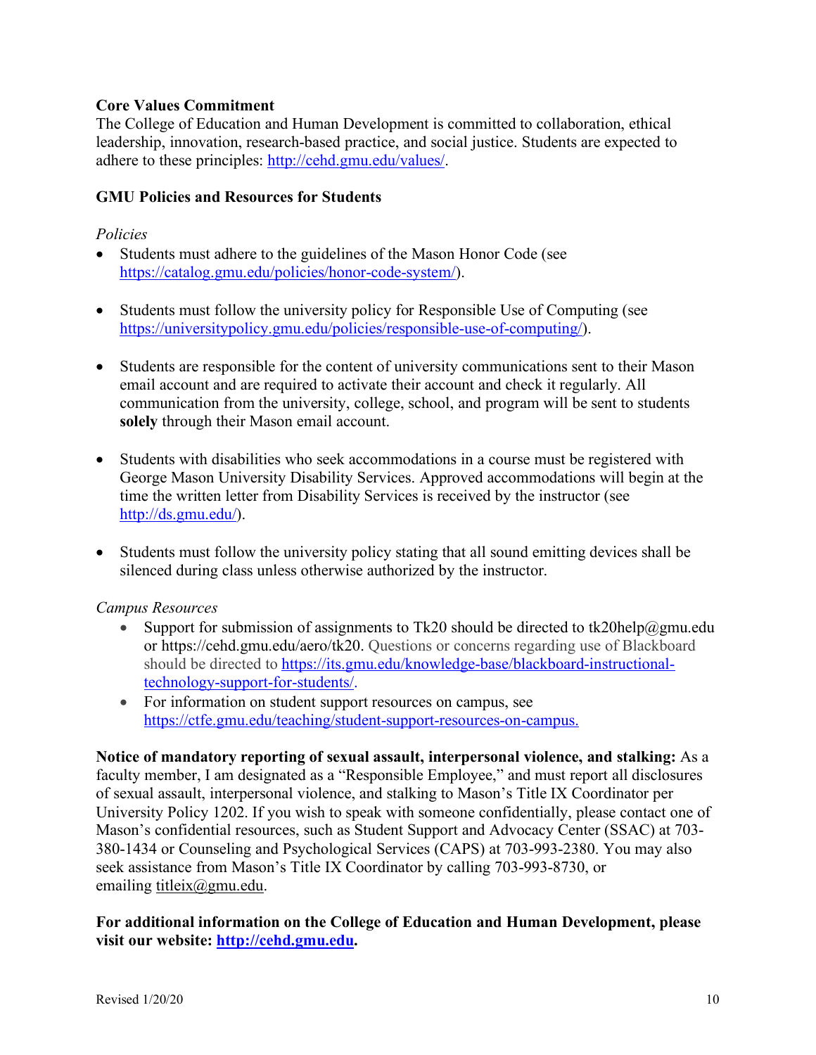**Core Values Commitment**
The College of Education and Human Development is committed to collaboration, ethical leadership, innovation, research-based practice, and social justice. Students are expected to adhere to these principles: [http://cehd.gmu.edu/values/](http://cehd.gmu.edu/values/).

**GMU Policies and Resources for Students**

*Policies*

- Students must adhere to the guidelines of the Mason Honor Code (see [https://catalog.gmu.edu/policies/honor-code-system/](https://catalog.gmu.edu/policies/honor-code-system/)).

- Students must follow the university policy for Responsible Use of Computing (see [https://universitypolicy.gmu.edu/policies/responsible-use-of-computing/](https://universitypolicy.gmu.edu/policies/responsible-use-of-computing/)).

- Students are responsible for the content of university communications sent to their Mason email account and are required to activate their account and check it regularly. All communication from the university, college, school, and program will be sent to students **solely** through their Mason email account.

- Students with disabilities who seek accommodations in a course must be registered with George Mason University Disability Services. Approved accommodations will begin at the time the written letter from Disability Services is received by the instructor (see [http://ds.gmu.edu/](http://ds.gmu.edu/)).

- Students must follow the university policy stating that all sound emitting devices shall be silenced during class unless otherwise authorized by the instructor.

*Campus Resources*

- Support for submission of assignments to Tk20 should be directed to tk20help@gmu.edu or https://cehd.gmu.edu/aero/tk20. Questions or concerns regarding use of Blackboard should be directed to [https://its.gmu.edu/knowledge-base/blackboard-instructional-technology-support-for-students/](https://its.gmu.edu/knowledge-base/blackboard-instructional-technology-support-for-students/).
- For information on student support resources on campus, see [https://ctfe.gmu.edu/teaching/student-support-resources-on-campus.](https://ctfe.gmu.edu/teaching/student-support-resources-on-campus)

**Notice of mandatory reporting of sexual assault, interpersonal violence, and stalking:** As a faculty member, I am designated as a "Responsible Employee," and must report all disclosures of sexual assault, interpersonal violence, and stalking to Mason's Title IX Coordinator per University Policy 1202. If you wish to speak with someone confidentially, please contact one of Mason's confidential resources, such as Student Support and Advocacy Center (SSAC) at 703-380-1434 or Counseling and Psychological Services (CAPS) at 703-993-2380. You may also seek assistance from Mason's Title IX Coordinator by calling 703-993-8730, or emailing titleix@gmu.edu.

**For additional information on the College of Education and Human Development, please visit our website: [http://cehd.gmu.edu](http://cehd.gmu.edu).**

Revised 1/20/20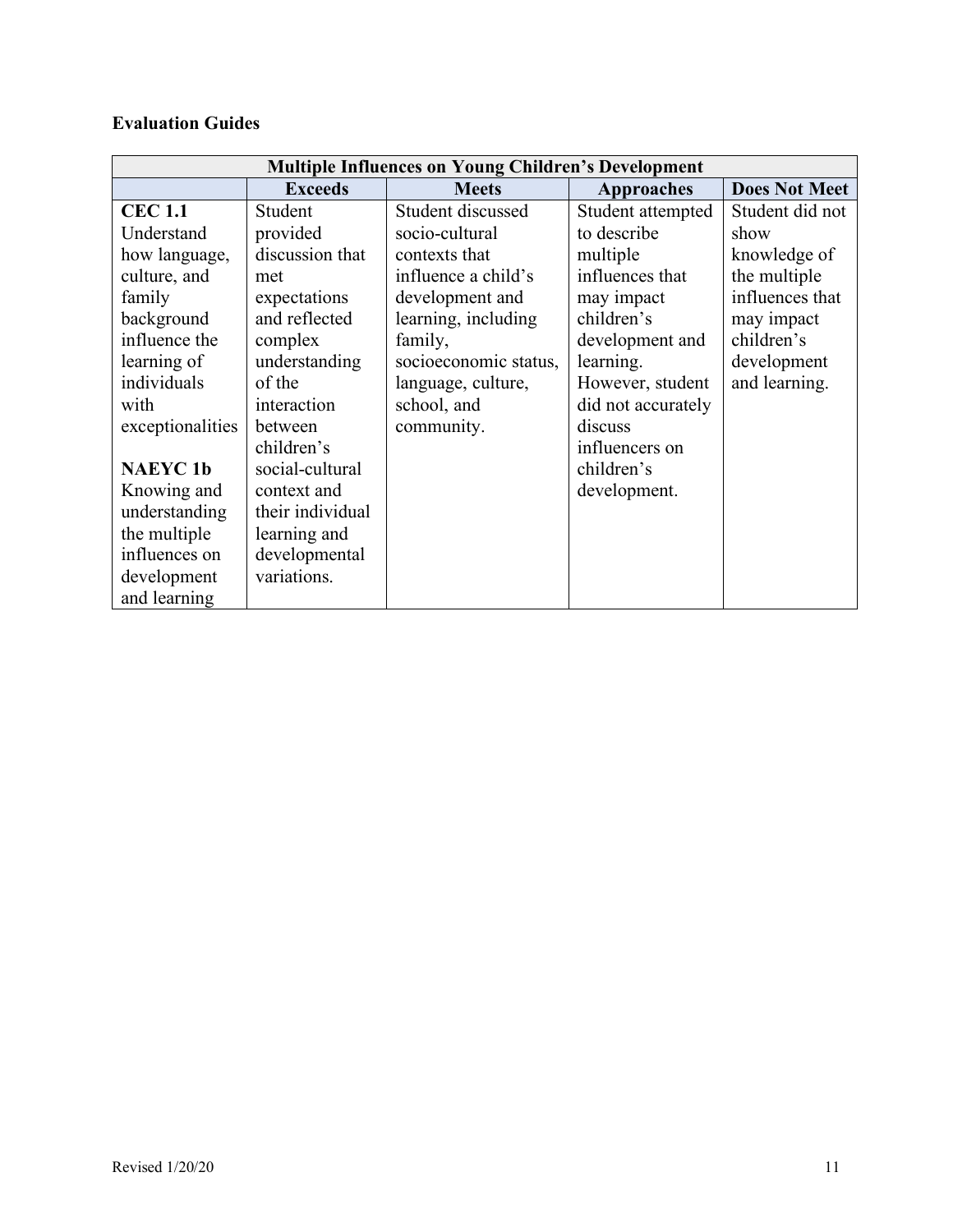**Evaluation Guides**

| Multiple Influences on Young Children's Development | | | | |
|---|---|---|---|---|
| | **Exceeds** | **Meets** | **Approaches** | **Does Not Meet** |
| **CEC 1.1** Understand how language, culture, and family background influence the learning of individuals with exceptionalities<br><br>**NAEYC 1b** Knowing and understanding the multiple influences on development and learning | Student provided discussion that met expectations and reflected complex understanding of the interaction between children's social-cultural context and their individual learning and developmental variations. | Student discussed socio-cultural contexts that influence a child's development and learning, including family, socioeconomic status, language, culture, school, and community. | Student attempted to describe multiple influences that may impact children's development and learning. However, student did not accurately discuss influencers on children's development. | Student did not show knowledge of the multiple influences that may impact children's development and learning. |

Revised 1/20/20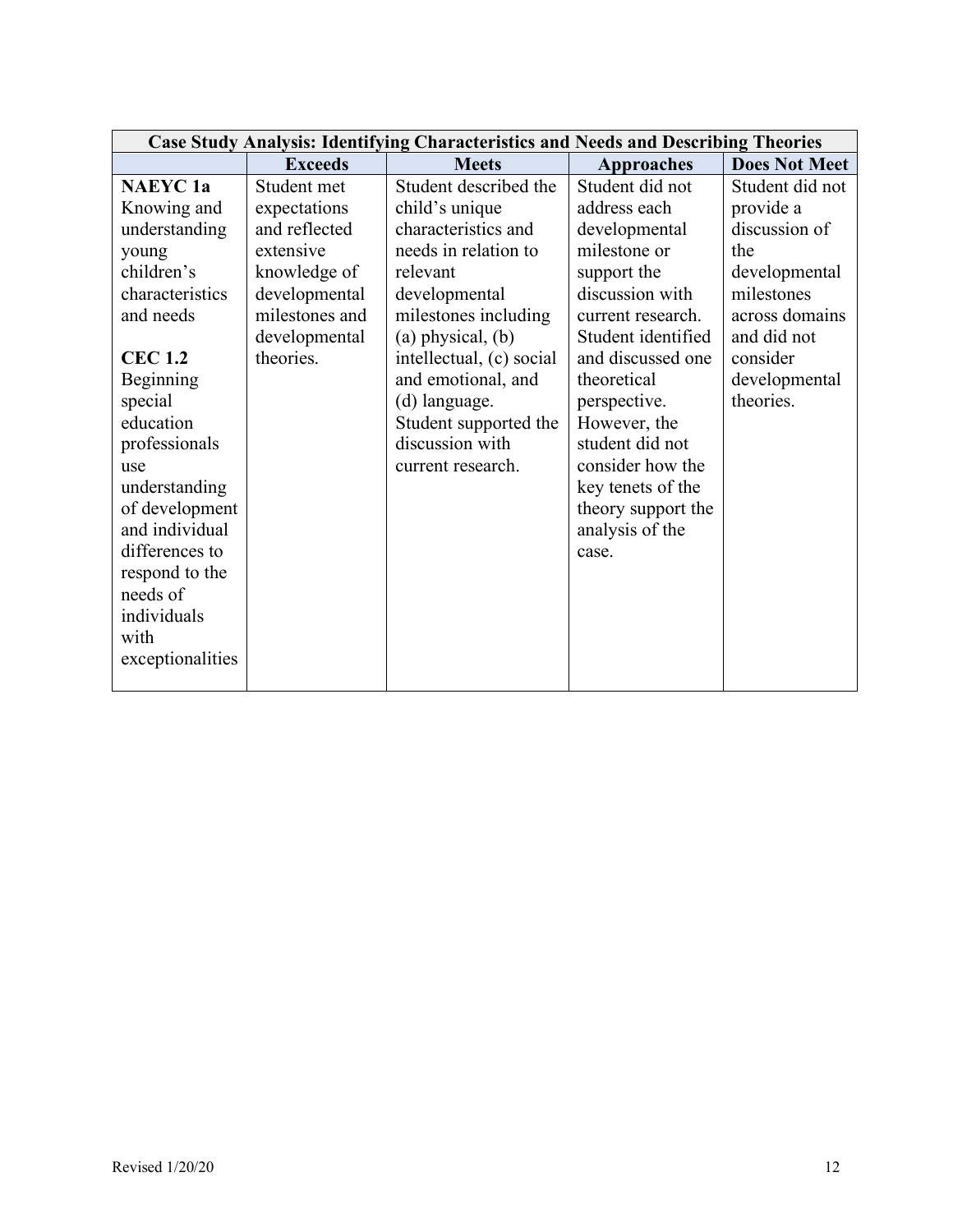| Case Study Analysis: Identifying Characteristics and Needs and Describing Theories | | | | |
|---|---|---|---|---|
| | **Exceeds** | **Meets** | **Approaches** | **Does Not Meet** |
| **NAEYC 1a** Knowing and understanding young children's characteristics and needs<br><br>**CEC 1.2** Beginning special education professionals use understanding of development and individual differences to respond to the needs of individuals with exceptionalities | Student met expectations and reflected extensive knowledge of developmental milestones and developmental theories. | Student described the child's unique characteristics and needs in relation to relevant developmental milestones including (a) physical, (b) intellectual, (c) social and emotional, and (d) language. Student supported the discussion with current research. | Student did not address each developmental milestone or support the discussion with current research. Student identified and discussed one theoretical perspective. However, the student did not consider how the key tenets of the theory support the analysis of the case. | Student did not provide a discussion of the developmental milestones across domains and did not consider developmental theories. |